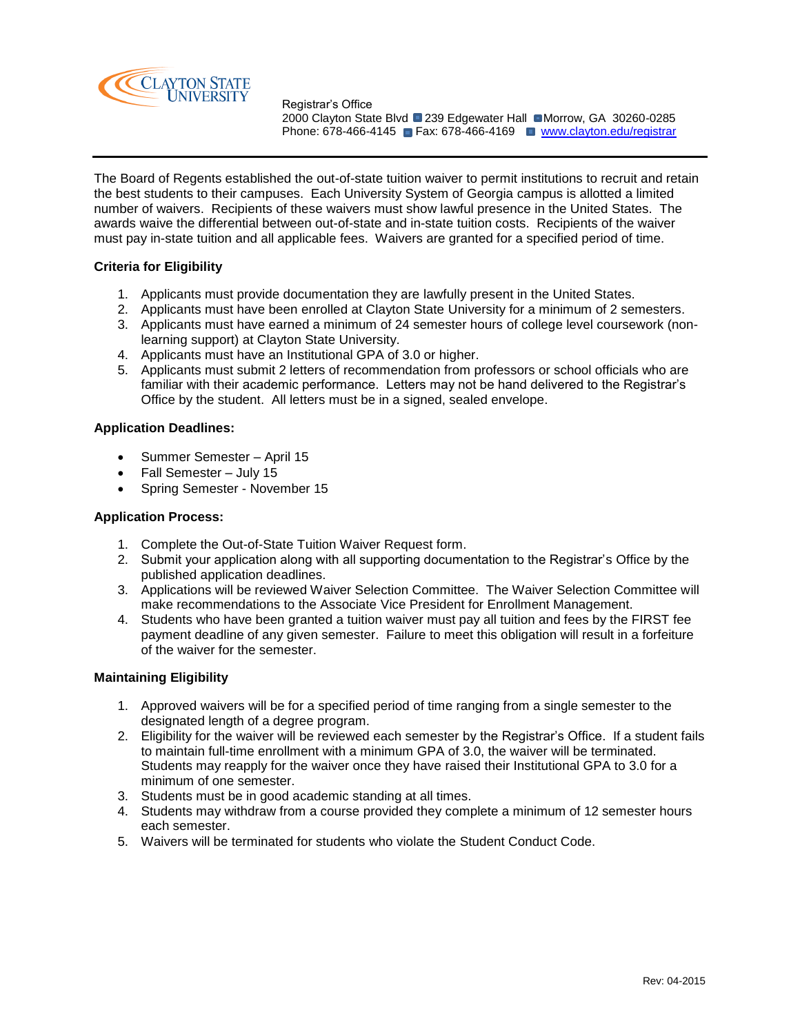CLAYTON STATE UNIVERSITY

Registrar's Office
2000 Clayton State Blvd ▪ 239 Edgewater Hall ▪ Morrow, GA 30260-0285
Phone: 678-466-4145 ▪ Fax: 678-466-4169 ▪ www.clayton.edu/registrar

---

The Board of Regents established the out-of-state tuition waiver to permit institutions to recruit and retain the best students to their campuses. Each University System of Georgia campus is allotted a limited number of waivers. Recipients of these waivers must show lawful presence in the United States. The awards waive the differential between out-of-state and in-state tuition costs. Recipients of the waiver must pay in-state tuition and all applicable fees. Waivers are granted for a specified period of time.

**Criteria for Eligibility**

1. Applicants must provide documentation they are lawfully present in the United States.
2. Applicants must have been enrolled at Clayton State University for a minimum of 2 semesters.
3. Applicants must have earned a minimum of 24 semester hours of college level coursework (non-learning support) at Clayton State University.
4. Applicants must have an Institutional GPA of 3.0 or higher.
5. Applicants must submit 2 letters of recommendation from professors or school officials who are familiar with their academic performance. Letters may not be hand delivered to the Registrar's Office by the student. All letters must be in a signed, sealed envelope.

**Application Deadlines:**

- Summer Semester – April 15
- Fall Semester – July 15
- Spring Semester - November 15

**Application Process:**

1. Complete the Out-of-State Tuition Waiver Request form.
2. Submit your application along with all supporting documentation to the Registrar's Office by the published application deadlines.
3. Applications will be reviewed Waiver Selection Committee. The Waiver Selection Committee will make recommendations to the Associate Vice President for Enrollment Management.
4. Students who have been granted a tuition waiver must pay all tuition and fees by the FIRST fee payment deadline of any given semester. Failure to meet this obligation will result in a forfeiture of the waiver for the semester.

**Maintaining Eligibility**

1. Approved waivers will be for a specified period of time ranging from a single semester to the designated length of a degree program.
2. Eligibility for the waiver will be reviewed each semester by the Registrar's Office. If a student fails to maintain full-time enrollment with a minimum GPA of 3.0, the waiver will be terminated. Students may reapply for the waiver once they have raised their Institutional GPA to 3.0 for a minimum of one semester.
3. Students must be in good academic standing at all times.
4. Students may withdraw from a course provided they complete a minimum of 12 semester hours each semester.
5. Waivers will be terminated for students who violate the Student Conduct Code.

Rev: 04-2015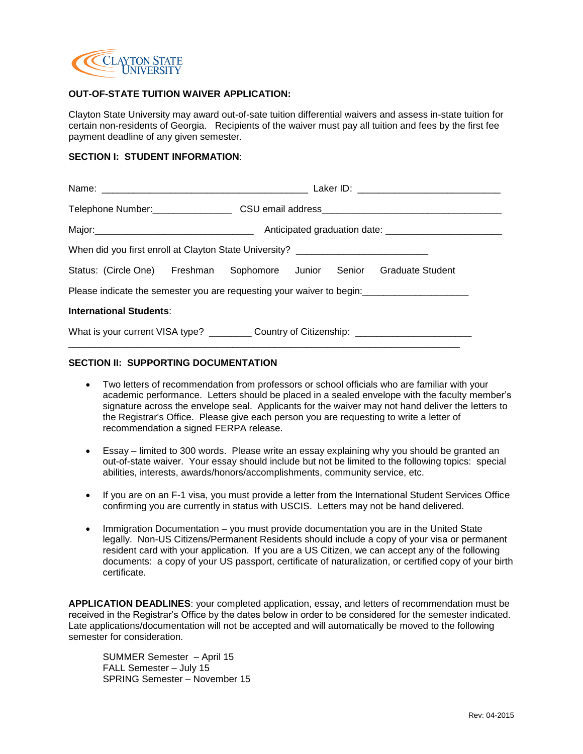CLAYTON STATE UNIVERSITY

**OUT-OF-STATE TUITION WAIVER APPLICATION:**

Clayton State University may award out-of-sate tuition differential waivers and assess in-state tuition for certain non-residents of Georgia. Recipients of the waiver must pay all tuition and fees by the first fee payment deadline of any given semester.

**SECTION I: STUDENT INFORMATION**:

Name: ______________________________________ Laker ID: __________________________

Telephone Number:_______________ CSU email address_________________________________

Major:______________________________ Anticipated graduation date: _____________________

When did you first enroll at Clayton State University? ________________________

Status: (Circle One) Freshman Sophomore Junior Senior Graduate Student

Please indicate the semester you are requesting your waiver to begin:___________________

**International Students**:

What is your current VISA type? ________ Country of Citizenship: _____________________

________________________________________________________________________

**SECTION II: SUPPORTING DOCUMENTATION**

- Two letters of recommendation from professors or school officials who are familiar with your academic performance. Letters should be placed in a sealed envelope with the faculty member's signature across the envelope seal. Applicants for the waiver may not hand deliver the letters to the Registrar's Office. Please give each person you are requesting to write a letter of recommendation a signed FERPA release.

- Essay – limited to 300 words. Please write an essay explaining why you should be granted an out-of-state waiver. Your essay should include but not be limited to the following topics: special abilities, interests, awards/honors/accomplishments, community service, etc.

- If you are on an F-1 visa, you must provide a letter from the International Student Services Office confirming you are currently in status with USCIS. Letters may not be hand delivered.

- Immigration Documentation – you must provide documentation you are in the United State legally. Non-US Citizens/Permanent Residents should include a copy of your visa or permanent resident card with your application. If you are a US Citizen, we can accept any of the following documents: a copy of your US passport, certificate of naturalization, or certified copy of your birth certificate.

**APPLICATION DEADLINES**: your completed application, essay, and letters of recommendation must be received in the Registrar's Office by the dates below in order to be considered for the semester indicated. Late applications/documentation will not be accepted and will automatically be moved to the following semester for consideration.

SUMMER Semester – April 15
FALL Semester – July 15
SPRING Semester – November 15

Rev: 04-2015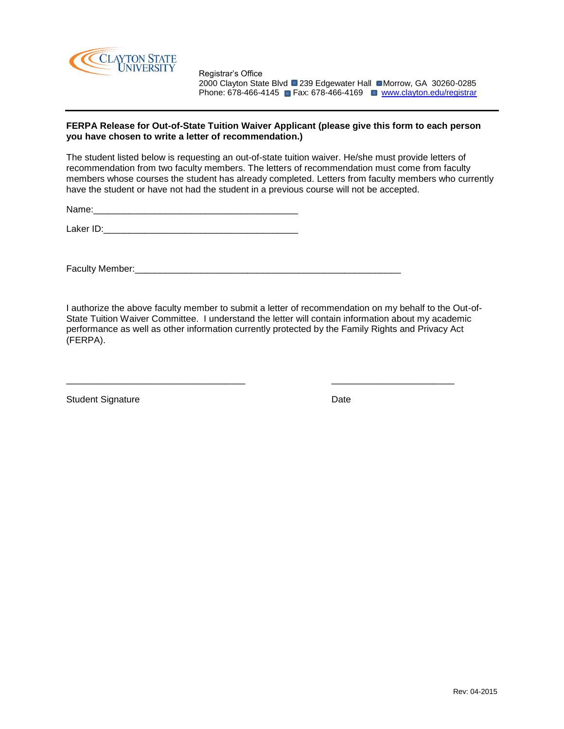CLAYTON STATE UNIVERSITY

Registrar's Office
2000 Clayton State Blvd ▪ 239 Edgewater Hall ▪ Morrow, GA 30260-0285
Phone: 678-466-4145 ▪ Fax: 678-466-4169 ▪ www.clayton.edu/registrar

---

**FERPA Release for Out-of-State Tuition Waiver Applicant (please give this form to each person you have chosen to write a letter of recommendation.)**

The student listed below is requesting an out-of-state tuition waiver. He/she must provide letters of recommendation from two faculty members. The letters of recommendation must come from faculty members whose courses the student has already completed. Letters from faculty members who currently have the student or have not had the student in a previous course will not be accepted.

Name:________________________________________

Laker ID:______________________________________

Faculty Member:_____________________________________________________

I authorize the above faculty member to submit a letter of recommendation on my behalf to the Out-of-State Tuition Waiver Committee. I understand the letter will contain information about my academic performance as well as other information currently protected by the Family Rights and Privacy Act (FERPA).

___________________________________ ________________________

Student Signature Date

Rev: 04-2015